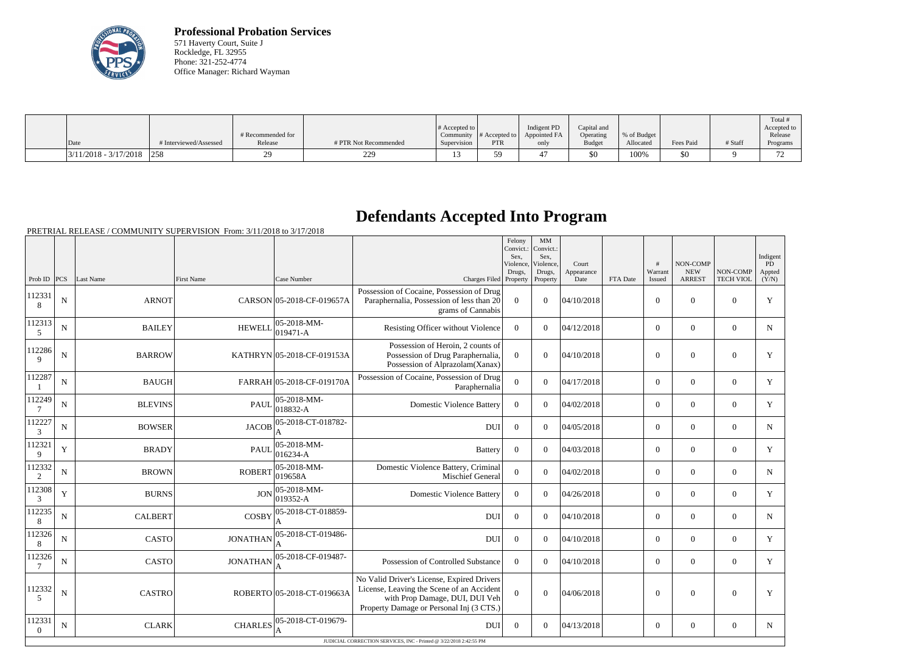**Professional Probation Services**
571 Haverty Court, Suite J
Rockledge, FL 32955
Phone: 321-252-4774
Office Manager: Richard Wayman

| Date | # Interviewed/Assessed | # Recommended for Release | # PTR Not Recommended | # Accepted to Community Supervision | # Accepted to PTR | Indigent PD Appointed FA only | Capital and Operating Budget | % of Budget Allocated | Fees Paid | # Staff | Total # Accepted to Release Programs |
|---|---|---|---|---|---|---|---|---|---|---|---|
| 3/11/2018 - 3/17/2018 | 258 | 29 | 229 | 13 | 59 | 47 | $0 | 100% | $0 | 9 | 72 |

# Defendants Accepted Into Program

PRETRIAL RELEASE / COMMUNITY SUPERVISION From: 3/11/2018 to 3/17/2018

| Prob ID | PCS | Last Name | First Name | Case Number | Charges Filed | Felony Convict.: Sex, Violence, Drugs, Property | MM Convict.: Sex, Violence, Drugs, Property | Court Appearance Date | FTA Date | # Warrant Issued | NON-COMP NEW ARREST | NON-COMP TECH VIOL | Indigent PD Appted (Y/N) |
|---|---|---|---|---|---|---|---|---|---|---|---|---|---|
| 1123318 | N | ARNOT | CARSON | 05-2018-CF-019657A | Possession of Cocaine, Possession of Drug Paraphernalia, Possession of less than 20 grams of Cannabis | 0 | 0 | 04/10/2018 | | 0 | 0 | 0 | Y |
| 1123135 | N | BAILEY | HEWELL | 05-2018-MM-019471-A | Resisting Officer without Violence | 0 | 0 | 04/12/2018 | | 0 | 0 | 0 | N |
| 1122869 | N | BARROW | KATHRYN | 05-2018-CF-019153A | Possession of Heroin, 2 counts of Possession of Drug Paraphernalia, Possession of Alprazolam(Xanax) | 0 | 0 | 04/10/2018 | | 0 | 0 | 0 | Y |
| 1122871 | N | BAUGH | FARRAH | 05-2018-CF-019170A | Possession of Cocaine, Possession of Drug Paraphernalia | 0 | 0 | 04/17/2018 | | 0 | 0 | 0 | Y |
| 1122497 | N | BLEVINS | PAUL | 05-2018-MM-018832-A | Domestic Violence Battery | 0 | 0 | 04/02/2018 | | 0 | 0 | 0 | Y |
| 1122273 | N | BOWSER | JACOB | 05-2018-CT-018782-A | DUI | 0 | 0 | 04/05/2018 | | 0 | 0 | 0 | N |
| 1123219 | Y | BRADY | PAUL | 05-2018-MM-016234-A | Battery | 0 | 0 | 04/03/2018 | | 0 | 0 | 0 | Y |
| 1123322 | N | BROWN | ROBERT | 05-2018-MM-019658A | Domestic Violence Battery, Criminal Mischief General | 0 | 0 | 04/02/2018 | | 0 | 0 | 0 | N |
| 1123083 | Y | BURNS | JON | 05-2018-MM-019352-A | Domestic Violence Battery | 0 | 0 | 04/26/2018 | | 0 | 0 | 0 | Y |
| 1122358 | N | CALBERT | COSBY | 05-2018-CT-018859-A | DUI | 0 | 0 | 04/10/2018 | | 0 | 0 | 0 | N |
| 1123268 | N | CASTO | JONATHAN | 05-2018-CT-019486-A | DUI | 0 | 0 | 04/10/2018 | | 0 | 0 | 0 | Y |
| 1123267 | N | CASTO | JONATHAN | 05-2018-CF-019487-A | Possession of Controlled Substance | 0 | 0 | 04/10/2018 | | 0 | 0 | 0 | Y |
| 1123325 | N | CASTRO | ROBERTO | 05-2018-CT-019663A | No Valid Driver's License, Expired Drivers License, Leaving the Scene of an Accident with Prop Damage, DUI, DUI Veh Property Damage or Personal Inj (3 CTS.) | 0 | 0 | 04/06/2018 | | 0 | 0 | 0 | Y |
| 1123310 | N | CLARK | CHARLES | 05-2018-CT-019679-A | DUI | 0 | 0 | 04/13/2018 | | 0 | 0 | 0 | N |

JUDICIAL CORRECTION SERVICES, INC - Printed @ 3/22/2018 2:42:55 PM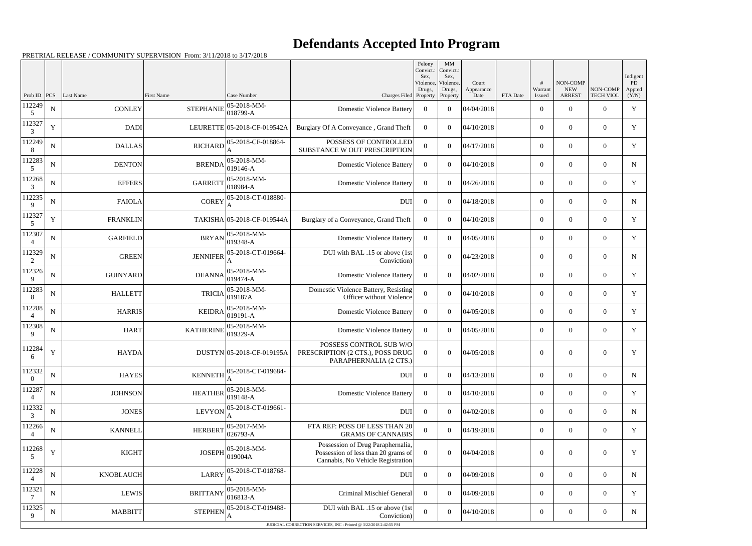# Defendants Accepted Into Program

PRETRIAL RELEASE / COMMUNITY SUPERVISION From: 3/11/2018 to 3/17/2018

| Prob ID | PCS | Last Name | First Name | Case Number | Charges Filed | Felony Convict.: Sex, Violence, Drugs, Property | MM Convict.: Sex, Violence, Drugs, Property | Court Appearance Date | FTA Date | # Warrant Issued | NON-COMP NEW ARREST | NON-COMP TECH VIOL | Indigent PD Appted (Y/N) |
|---|---|---|---|---|---|---|---|---|---|---|---|---|---|
| 1122495 | N | CONLEY | STEPHANIE | 05-2018-MM-018799-A | Domestic Violence Battery | 0 | 0 | 04/04/2018 | | 0 | 0 | 0 | Y |
| 1123273 | Y | DADI | LEURETTE | 05-2018-CF-019542A | Burglary Of A Conveyance , Grand Theft | 0 | 0 | 04/10/2018 | | 0 | 0 | 0 | Y |
| 1122498 | N | DALLAS | RICHARD | 05-2018-CF-018864-A | POSSESS OF CONTROLLED SUBSTANCE W OUT PRESCRIPTION | 0 | 0 | 04/17/2018 | | 0 | 0 | 0 | Y |
| 1122835 | N | DENTON | BRENDA | 05-2018-MM-019146-A | Domestic Violence Battery | 0 | 0 | 04/10/2018 | | 0 | 0 | 0 | N |
| 1122683 | N | EFFERS | GARRETT | 05-2018-MM-018984-A | Domestic Violence Battery | 0 | 0 | 04/26/2018 | | 0 | 0 | 0 | Y |
| 1122359 | N | FAIOLA | COREY | 05-2018-CT-018880-A | DUI | 0 | 0 | 04/18/2018 | | 0 | 0 | 0 | N |
| 1123275 | Y | FRANKLIN | TAKISHA | 05-2018-CF-019544A | Burglary of a Conveyance, Grand Theft | 0 | 0 | 04/10/2018 | | 0 | 0 | 0 | Y |
| 1123074 | N | GARFIELD | BRYAN | 05-2018-MM-019348-A | Domestic Violence Battery | 0 | 0 | 04/05/2018 | | 0 | 0 | 0 | Y |
| 1123292 | N | GREEN | JENNIFER | 05-2018-CT-019664-A | DUI with BAL .15 or above (1st Conviction) | 0 | 0 | 04/23/2018 | | 0 | 0 | 0 | N |
| 1123269 | N | GUINYARD | DEANNA | 05-2018-MM-019474-A | Domestic Violence Battery | 0 | 0 | 04/02/2018 | | 0 | 0 | 0 | Y |
| 1122838 | N | HALLETT | TRICIA | 05-2018-MM-019187A | Domestic Violence Battery, Resisting Officer without Violence | 0 | 0 | 04/10/2018 | | 0 | 0 | 0 | Y |
| 1122884 | N | HARRIS | KEIDRA | 05-2018-MM-019191-A | Domestic Violence Battery | 0 | 0 | 04/05/2018 | | 0 | 0 | 0 | Y |
| 1123089 | N | HART | KATHERINE | 05-2018-MM-019329-A | Domestic Violence Battery | 0 | 0 | 04/05/2018 | | 0 | 0 | 0 | Y |
| 1122846 | Y | HAYDA | DUSTYN | 05-2018-CF-019195A | POSSESS CONTROL SUB W/O PRESCRIPTION (2 CTS.), POSS DRUG PARAPHERNALIA (2 CTS.) | 0 | 0 | 04/05/2018 | | 0 | 0 | 0 | Y |
| 1123320 | N | HAYES | KENNETH | 05-2018-CT-019684-A | DUI | 0 | 0 | 04/13/2018 | | 0 | 0 | 0 | N |
| 1122874 | N | JOHNSON | HEATHER | 05-2018-MM-019148-A | Domestic Violence Battery | 0 | 0 | 04/10/2018 | | 0 | 0 | 0 | Y |
| 1123323 | N | JONES | LEVYON | 05-2018-CT-019661-A | DUI | 0 | 0 | 04/02/2018 | | 0 | 0 | 0 | N |
| 1122664 | N | KANNELL | HERBERT | 05-2017-MM-026793-A | FTA REF: POSS OF LESS THAN 20 GRAMS OF CANNABIS | 0 | 0 | 04/19/2018 | | 0 | 0 | 0 | Y |
| 1122685 | Y | KIGHT | JOSEPH | 05-2018-MM-019004A | Possession of Drug Paraphernalia, Possession of less than 20 grams of Cannabis, No Vehicle Registration | 0 | 0 | 04/04/2018 | | 0 | 0 | 0 | Y |
| 1122284 | N | KNOBLAUCH | LARRY | 05-2018-CT-018768-A | DUI | 0 | 0 | 04/09/2018 | | 0 | 0 | 0 | N |
| 1123217 | N | LEWIS | BRITTANY | 05-2018-MM-016813-A | Criminal Mischief General | 0 | 0 | 04/09/2018 | | 0 | 0 | 0 | Y |
| 1123259 | N | MABBITT | STEPHEN | 05-2018-CT-019488-A | DUI with BAL .15 or above (1st Conviction) | 0 | 0 | 04/10/2018 | | 0 | 0 | 0 | N |

JUDICIAL CORRECTION SERVICES, INC - Printed @ 3/22/2018 2:42:55 PM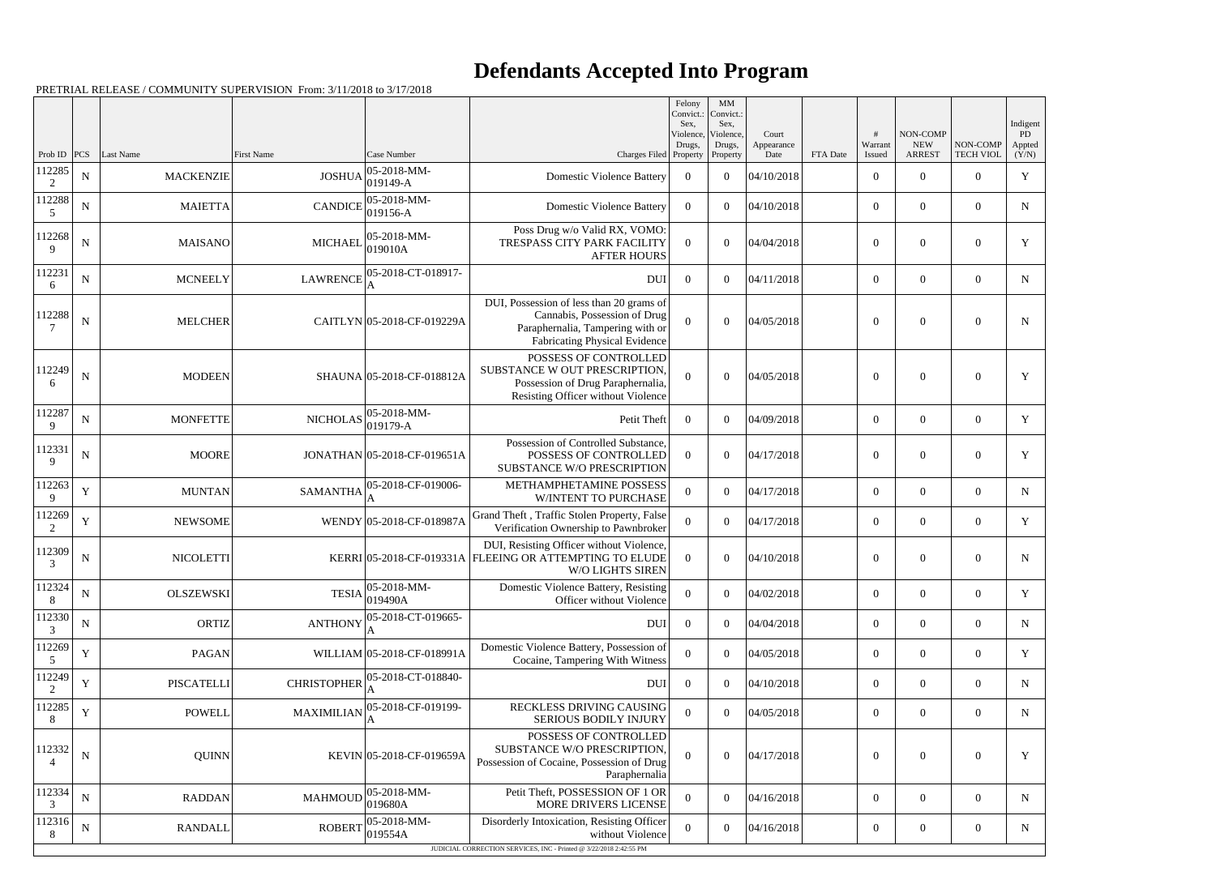# Defendants Accepted Into Program

PRETRIAL RELEASE / COMMUNITY SUPERVISION From: 3/11/2018 to 3/17/2018

| Prob ID | PCS | Last Name | First Name | Case Number | Charges Filed | Felony Convict.: Sex, Violence, Drugs, Property | MM Convict.: Sex, Violence, Drugs, Property | Court Appearance Date | FTA Date | # Warrant Issued | NON-COMP NEW ARREST | NON-COMP TECH VIOL | Indigent PD Appted (Y/N) |
|---|---|---|---|---|---|---|---|---|---|---|---|---|---|
| 1122852 | N | MACKENZIE | JOSHUA | 05-2018-MM-019149-A | Domestic Violence Battery | 0 | 0 | 04/10/2018 | | 0 | 0 | 0 | Y |
| 1122885 | N | MAIETTA | CANDICE | 05-2018-MM-019156-A | Domestic Violence Battery | 0 | 0 | 04/10/2018 | | 0 | 0 | 0 | N |
| 1122689 | N | MAISANO | MICHAEL | 05-2018-MM-019010A | Poss Drug w/o Valid RX, VOMO: TRESPASS CITY PARK FACILITY AFTER HOURS | 0 | 0 | 04/04/2018 | | 0 | 0 | 0 | Y |
| 1122316 | N | MCNEELY | LAWRENCE | 05-2018-CT-018917-A | DUI | 0 | 0 | 04/11/2018 | | 0 | 0 | 0 | N |
| 1122887 | N | MELCHER | CAITLYN | 05-2018-CF-019229A | DUI, Possession of less than 20 grams of Cannabis, Possession of Drug Paraphernalia, Tampering with or Fabricating Physical Evidence | 0 | 0 | 04/05/2018 | | 0 | 0 | 0 | N |
| 1122496 | N | MODEEN | SHAUNA | 05-2018-CF-018812A | POSSESS OF CONTROLLED SUBSTANCE W OUT PRESCRIPTION, Possession of Drug Paraphernalia, Resisting Officer without Violence | 0 | 0 | 04/05/2018 | | 0 | 0 | 0 | Y |
| 1122879 | N | MONFETTE | NICHOLAS | 05-2018-MM-019179-A | Petit Theft | 0 | 0 | 04/09/2018 | | 0 | 0 | 0 | Y |
| 1123319 | N | MOORE | JONATHAN | 05-2018-CF-019651A | Possession of Controlled Substance, POSSESS OF CONTROLLED SUBSTANCE W/O PRESCRIPTION | 0 | 0 | 04/17/2018 | | 0 | 0 | 0 | Y |
| 1122639 | Y | MUNTAN | SAMANTHA | 05-2018-CF-019006-A | METHAMPHETAMINE POSSESS W/INTENT TO PURCHASE | 0 | 0 | 04/17/2018 | | 0 | 0 | 0 | N |
| 1122692 | Y | NEWSOME | WENDY | 05-2018-CF-018987A | Grand Theft , Traffic Stolen Property, False Verification Ownership to Pawnbroker | 0 | 0 | 04/17/2018 | | 0 | 0 | 0 | Y |
| 1123093 | N | NICOLETTI | KERRI | 05-2018-CF-019331A | DUI, Resisting Officer without Violence, FLEEING OR ATTEMPTING TO ELUDE W/O LIGHTS SIREN | 0 | 0 | 04/10/2018 | | 0 | 0 | 0 | N |
| 1123248 | N | OLSZEWSKI | TESIA | 05-2018-MM-019490A | Domestic Violence Battery, Resisting Officer without Violence | 0 | 0 | 04/02/2018 | | 0 | 0 | 0 | Y |
| 1123303 | N | ORTIZ | ANTHONY | 05-2018-CT-019665-A | DUI | 0 | 0 | 04/04/2018 | | 0 | 0 | 0 | N |
| 1122695 | Y | PAGAN | WILLIAM | 05-2018-CF-018991A | Domestic Violence Battery, Possession of Cocaine, Tampering With Witness | 0 | 0 | 04/05/2018 | | 0 | 0 | 0 | Y |
| 1122492 | Y | PISCATELLI | CHRISTOPHER | 05-2018-CT-018840-A | DUI | 0 | 0 | 04/10/2018 | | 0 | 0 | 0 | N |
| 1122858 | Y | POWELL | MAXIMILIAN | 05-2018-CF-019199-A | RECKLESS DRIVING CAUSING SERIOUS BODILY INJURY | 0 | 0 | 04/05/2018 | | 0 | 0 | 0 | N |
| 1123324 | N | QUINN | KEVIN | 05-2018-CF-019659A | POSSESS OF CONTROLLED SUBSTANCE W/O PRESCRIPTION, Possession of Cocaine, Possession of Drug Paraphernalia | 0 | 0 | 04/17/2018 | | 0 | 0 | 0 | Y |
| 1123343 | N | RADDAN | MAHMOUD | 05-2018-MM-019680A | Petit Theft, POSSESSION OF 1 OR MORE DRIVERS LICENSE | 0 | 0 | 04/16/2018 | | 0 | 0 | 0 | N |
| 1123168 | N | RANDALL | ROBERT | 05-2018-MM-019554A | Disorderly Intoxication, Resisting Officer without Violence | 0 | 0 | 04/16/2018 | | 0 | 0 | 0 | N |

JUDICIAL CORRECTION SERVICES, INC - Printed @ 3/22/2018 2:42:55 PM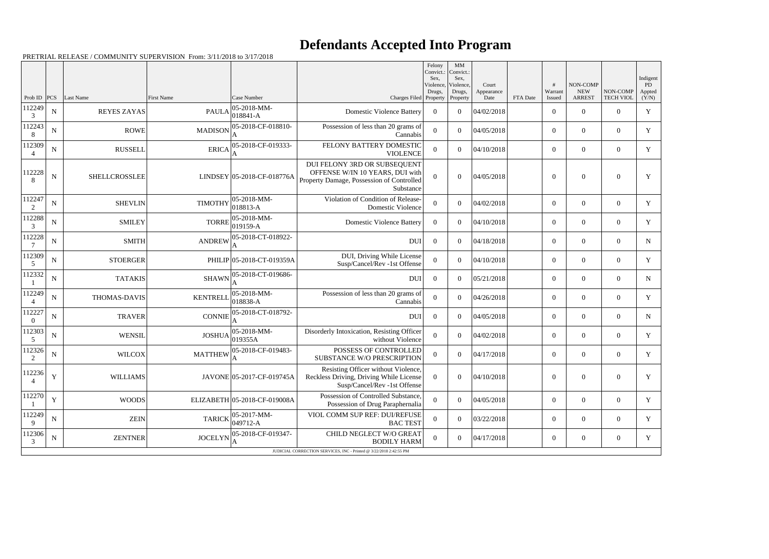# Defendants Accepted Into Program

PRETRIAL RELEASE / COMMUNITY SUPERVISION From: 3/11/2018 to 3/17/2018

| Prob ID | PCS | Last Name | First Name | Case Number | Charges Filed | Felony Convict.: Sex, Violence, Drugs, Property | MM Convict.: Sex, Violence, Drugs, Property | Court Appearance Date | FTA Date | # Warrant Issued | NON-COMP NEW ARREST | NON-COMP TECH VIOL | Indigent PD Appted (Y/N) |
|---|---|---|---|---|---|---|---|---|---|---|---|---|---|
| 1122493 | N | REYES ZAYAS | PAULA | 05-2018-MM-018841-A | Domestic Violence Battery | 0 | 0 | 04/02/2018 | | 0 | 0 | 0 | Y |
| 1122438 | N | ROWE | MADISON | 05-2018-CF-018810-A | Possession of less than 20 grams of Cannabis | 0 | 0 | 04/05/2018 | | 0 | 0 | 0 | Y |
| 1123094 | N | RUSSELL | ERICA | 05-2018-CF-019333-A | FELONY BATTERY DOMESTIC VIOLENCE | 0 | 0 | 04/10/2018 | | 0 | 0 | 0 | Y |
| 1122288 | N | SHELLCROSSLEE | LINDSEY | 05-2018-CF-018776A | DUI FELONY 3RD OR SUBSEQUENT OFFENSE W/IN 10 YEARS, DUI with Property Damage, Possession of Controlled Substance | 0 | 0 | 04/05/2018 | | 0 | 0 | 0 | Y |
| 1122472 | N | SHEVLIN | TIMOTHY | 05-2018-MM-018813-A | Violation of Condition of Release-Domestic Violence | 0 | 0 | 04/02/2018 | | 0 | 0 | 0 | Y |
| 1122883 | N | SMILEY | TORRE | 05-2018-MM-019159-A | Domestic Violence Battery | 0 | 0 | 04/10/2018 | | 0 | 0 | 0 | Y |
| 1122287 | N | SMITH | ANDREW | 05-2018-CT-018922-A | DUI | 0 | 0 | 04/18/2018 | | 0 | 0 | 0 | N |
| 1123095 | N | STOERGER | PHILIP | 05-2018-CT-019359A | DUI, Driving While License Susp/Cancel/Rev -1st Offense | 0 | 0 | 04/10/2018 | | 0 | 0 | 0 | Y |
| 1123321 | N | TATAKIS | SHAWN | 05-2018-CT-019686-A | DUI | 0 | 0 | 05/21/2018 | | 0 | 0 | 0 | N |
| 1122494 | N | THOMAS-DAVIS | KENTRELL | 05-2018-MM-018838-A | Possession of less than 20 grams of Cannabis | 0 | 0 | 04/26/2018 | | 0 | 0 | 0 | Y |
| 1122270 | N | TRAVER | CONNIE | 05-2018-CT-018792-A | DUI | 0 | 0 | 04/05/2018 | | 0 | 0 | 0 | N |
| 1123035 | N | WENSIL | JOSHUA | 05-2018-MM-019355A | Disorderly Intoxication, Resisting Officer without Violence | 0 | 0 | 04/02/2018 | | 0 | 0 | 0 | Y |
| 1123262 | N | WILCOX | MATTHEW | 05-2018-CF-019483-A | POSSESS OF CONTROLLED SUBSTANCE W/O PRESCRIPTION | 0 | 0 | 04/17/2018 | | 0 | 0 | 0 | Y |
| 1122364 | Y | WILLIAMS | JAVONE | 05-2017-CF-019745A | Resisting Officer without Violence, Reckless Driving, Driving While License Susp/Cancel/Rev -1st Offense | 0 | 0 | 04/10/2018 | | 0 | 0 | 0 | Y |
| 1122701 | Y | WOODS | ELIZABETH | 05-2018-CF-019008A | Possession of Controlled Substance, Possession of Drug Paraphernalia | 0 | 0 | 04/05/2018 | | 0 | 0 | 0 | Y |
| 1122499 | N | ZEIN | TARICK | 05-2017-MM-049712-A | VIOL COMM SUP REF: DUI/REFUSE BAC TEST | 0 | 0 | 03/22/2018 | | 0 | 0 | 0 | Y |
| 1123063 | N | ZENTNER | JOCELYN | 05-2018-CF-019347-A | CHILD NEGLECT W/O GREAT BODILY HARM | 0 | 0 | 04/17/2018 | | 0 | 0 | 0 | Y |

JUDICIAL CORRECTION SERVICES, INC - Printed @ 3/22/2018 2:42:55 PM